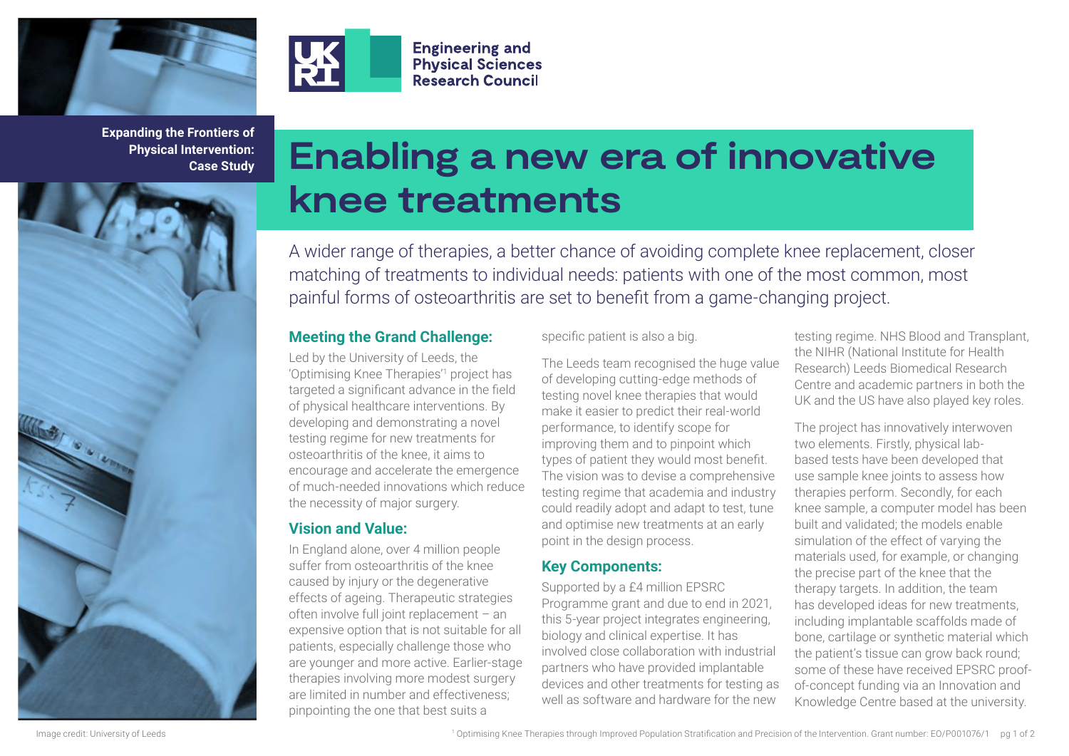Engineering and Physical Sciences Research Council

**Expanding the Frontiers of Physical Intervention: Case Study**

# Enabling a new era of innovative knee treatments

A wider range of therapies, a better chance of avoiding complete knee replacement, closer matching of treatments to individual needs: patients with one of the most common, most painful forms of osteoarthritis are set to benefit from a game-changing project.

## Meeting the Grand Challenge:

Led by the University of Leeds, the 'Optimising Knee Therapies'[1] project has targeted a significant advance in the field of physical healthcare interventions. By developing and demonstrating a novel testing regime for new treatments for osteoarthritis of the knee, it aims to encourage and accelerate the emergence of much-needed innovations which reduce the necessity of major surgery.

## Vision and Value:

In England alone, over 4 million people suffer from osteoarthritis of the knee caused by injury or the degenerative effects of ageing. Therapeutic strategies often involve full joint replacement – an expensive option that is not suitable for all patients, especially challenge those who are younger and more active. Earlier-stage therapies involving more modest surgery are limited in number and effectiveness; pinpointing the one that best suits a specific patient is also a big.

The Leeds team recognised the huge value of developing cutting-edge methods of testing novel knee therapies that would make it easier to predict their real-world performance, to identify scope for improving them and to pinpoint which types of patient they would most benefit. The vision was to devise a comprehensive testing regime that academia and industry could readily adopt and adapt to test, tune and optimise new treatments at an early point in the design process.

## Key Components:

Supported by a £4 million EPSRC Programme grant and due to end in 2021, this 5-year project integrates engineering, biology and clinical expertise. It has involved close collaboration with industrial partners who have provided implantable devices and other treatments for testing as well as software and hardware for the new testing regime. NHS Blood and Transplant, the NIHR (National Institute for Health Research) Leeds Biomedical Research Centre and academic partners in both the UK and the US have also played key roles.

The project has innovatively interwoven two elements. Firstly, physical lab-based tests have been developed that use sample knee joints to assess how therapies perform. Secondly, for each knee sample, a computer model has been built and validated; the models enable simulation of the effect of varying the materials used, for example, or changing the precise part of the knee that the therapy targets. In addition, the team has developed ideas for new treatments, including implantable scaffolds made of bone, cartilage or synthetic material which the patient's tissue can grow back round; some of these have received EPSRC proof-of-concept funding via an Innovation and Knowledge Centre based at the university.

Image credit: University of Leeds

[1] Optimising Knee Therapies through Improved Population Stratification and Precision of the Intervention. Grant number: EO/P001076/1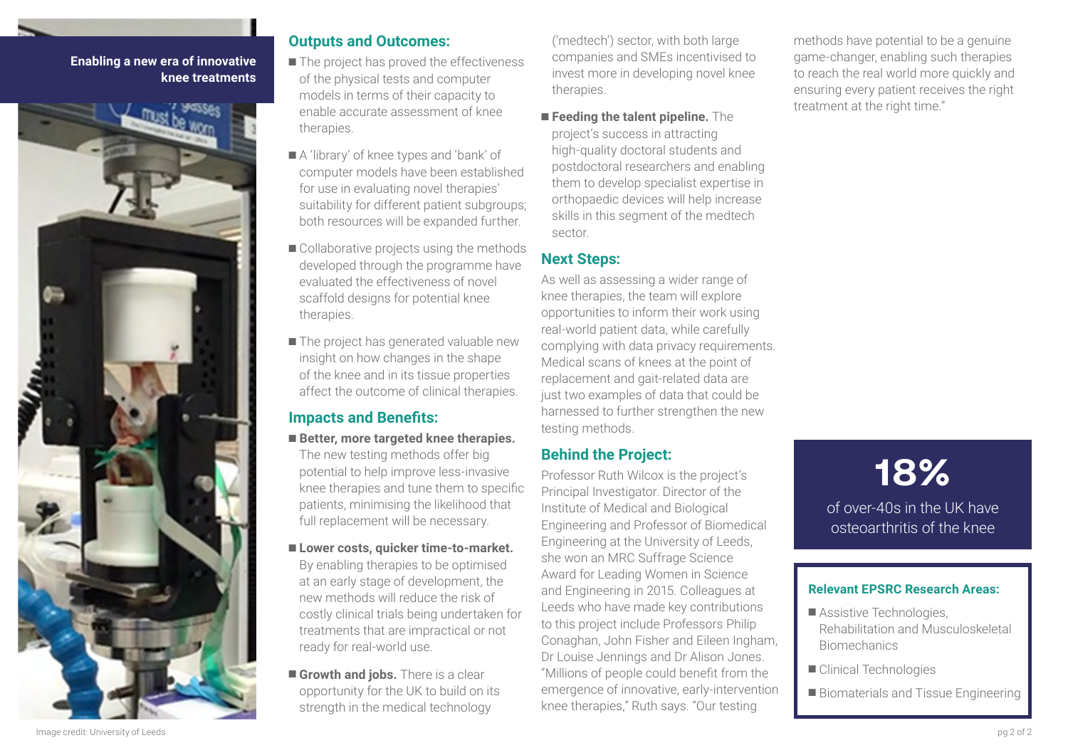**Enabling a new era of innovative knee treatments**

Image credit: University of Leeds

## Outputs and Outcomes:

- The project has proved the effectiveness of the physical tests and computer models in terms of their capacity to enable accurate assessment of knee therapies.
- A 'library' of knee types and 'bank' of computer models have been established for use in evaluating novel therapies' suitability for different patient subgroups; both resources will be expanded further.
- Collaborative projects using the methods developed through the programme have evaluated the effectiveness of novel scaffold designs for potential knee therapies.
- The project has generated valuable new insight on how changes in the shape of the knee and in its tissue properties affect the outcome of clinical therapies.

## Impacts and Benefits:

- **Better, more targeted knee therapies.** The new testing methods offer big potential to help improve less-invasive knee therapies and tune them to specific patients, minimising the likelihood that full replacement will be necessary.
- **Lower costs, quicker time-to-market.** By enabling therapies to be optimised at an early stage of development, the new methods will reduce the risk of costly clinical trials being undertaken for treatments that are impractical or not ready for real-world use.
- **Growth and jobs.** There is a clear opportunity for the UK to build on its strength in the medical technology ('medtech') sector, with both large companies and SMEs incentivised to invest more in developing novel knee therapies.
- **Feeding the talent pipeline.** The project's success in attracting high-quality doctoral students and postdoctoral researchers and enabling them to develop specialist expertise in orthopaedic devices will help increase skills in this segment of the medtech sector.

## Next Steps:

As well as assessing a wider range of knee therapies, the team will explore opportunities to inform their work using real-world patient data, while carefully complying with data privacy requirements. Medical scans of knees at the point of replacement and gait-related data are just two examples of data that could be harnessed to further strengthen the new testing methods.

## Behind the Project:

Professor Ruth Wilcox is the project's Principal Investigator. Director of the Institute of Medical and Biological Engineering and Professor of Biomedical Engineering at the University of Leeds, she won an MRC Suffrage Science Award for Leading Women in Science and Engineering in 2015. Colleagues at Leeds who have made key contributions to this project include Professors Philip Conaghan, John Fisher and Eileen Ingham, Dr Louise Jennings and Dr Alison Jones. "Millions of people could benefit from the emergence of innovative, early-intervention knee therapies," Ruth says. "Our testing methods have potential to be a genuine game-changer, enabling such therapies to reach the real world more quickly and ensuring every patient receives the right treatment at the right time."

**18%**

of over-40s in the UK have osteoarthritis of the knee

### Relevant EPSRC Research Areas:

- Assistive Technologies, Rehabilitation and Musculoskeletal Biomechanics
- Clinical Technologies
- Biomaterials and Tissue Engineering